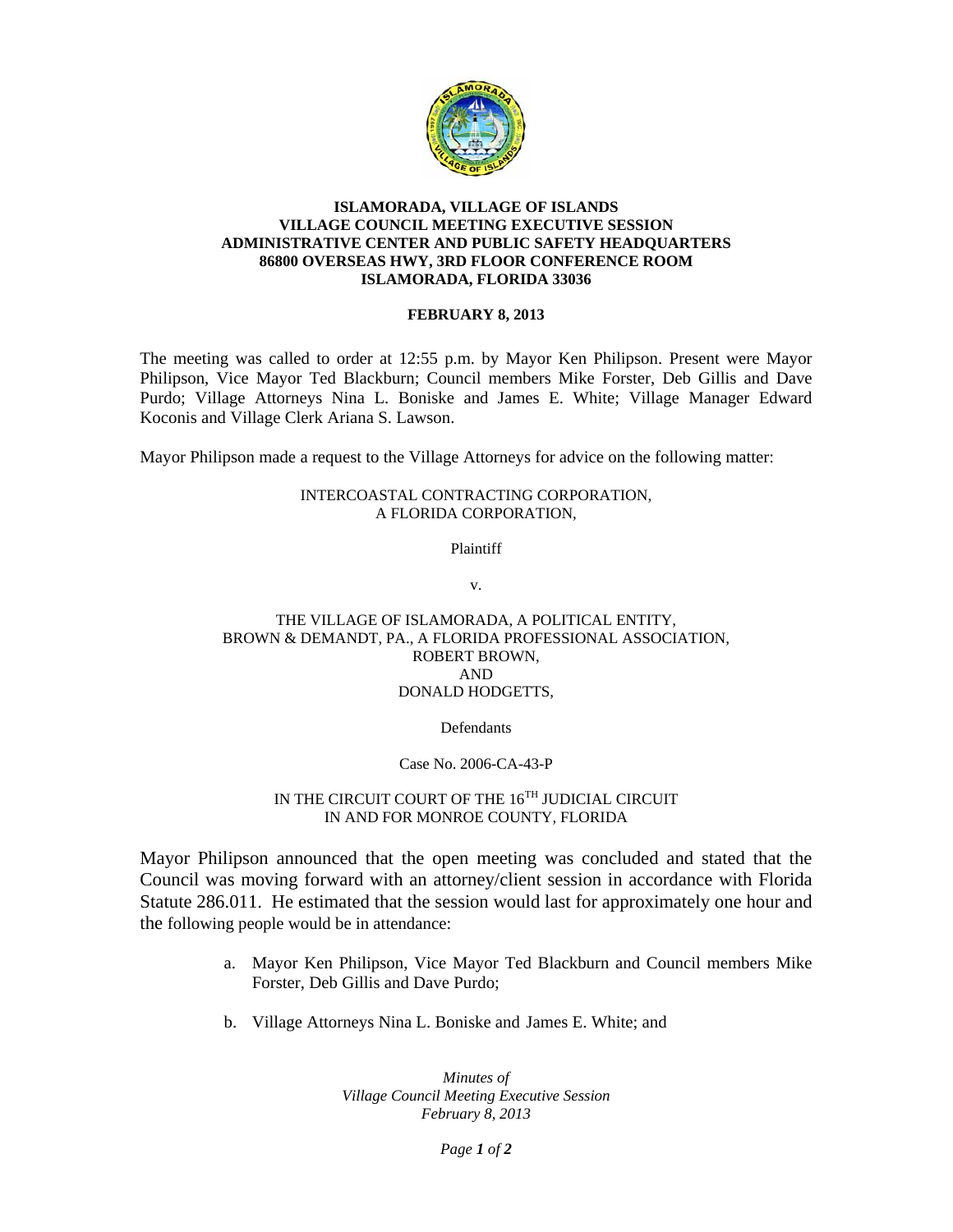**ISLAMORADA, VILLAGE OF ISLANDS**
**VILLAGE COUNCIL MEETING EXECUTIVE SESSION**
**ADMINISTRATIVE CENTER AND PUBLIC SAFETY HEADQUARTERS**
**86800 OVERSEAS HWY, 3RD FLOOR CONFERENCE ROOM**
**ISLAMORADA, FLORIDA 33036**

**FEBRUARY 8, 2013**

The meeting was called to order at 12:55 p.m. by Mayor Ken Philipson. Present were Mayor Philipson, Vice Mayor Ted Blackburn; Council members Mike Forster, Deb Gillis and Dave Purdo; Village Attorneys Nina L. Boniske and James E. White; Village Manager Edward Koconis and Village Clerk Ariana S. Lawson.

Mayor Philipson made a request to the Village Attorneys for advice on the following matter:

INTERCOASTAL CONTRACTING CORPORATION,
A FLORIDA CORPORATION,

Plaintiff

v.

THE VILLAGE OF ISLAMORADA, A POLITICAL ENTITY,
BROWN & DEMANDT, PA., A FLORIDA PROFESSIONAL ASSOCIATION,
ROBERT BROWN,
AND
DONALD HODGETTS,

Defendants

Case No. 2006-CA-43-P

IN THE CIRCUIT COURT OF THE 16TH JUDICIAL CIRCUIT
IN AND FOR MONROE COUNTY, FLORIDA

Mayor Philipson announced that the open meeting was concluded and stated that the Council was moving forward with an attorney/client session in accordance with Florida Statute 286.011. He estimated that the session would last for approximately one hour and the following people would be in attendance:

a. Mayor Ken Philipson, Vice Mayor Ted Blackburn and Council members Mike Forster, Deb Gillis and Dave Purdo;

b. Village Attorneys Nina L. Boniske and James E. White; and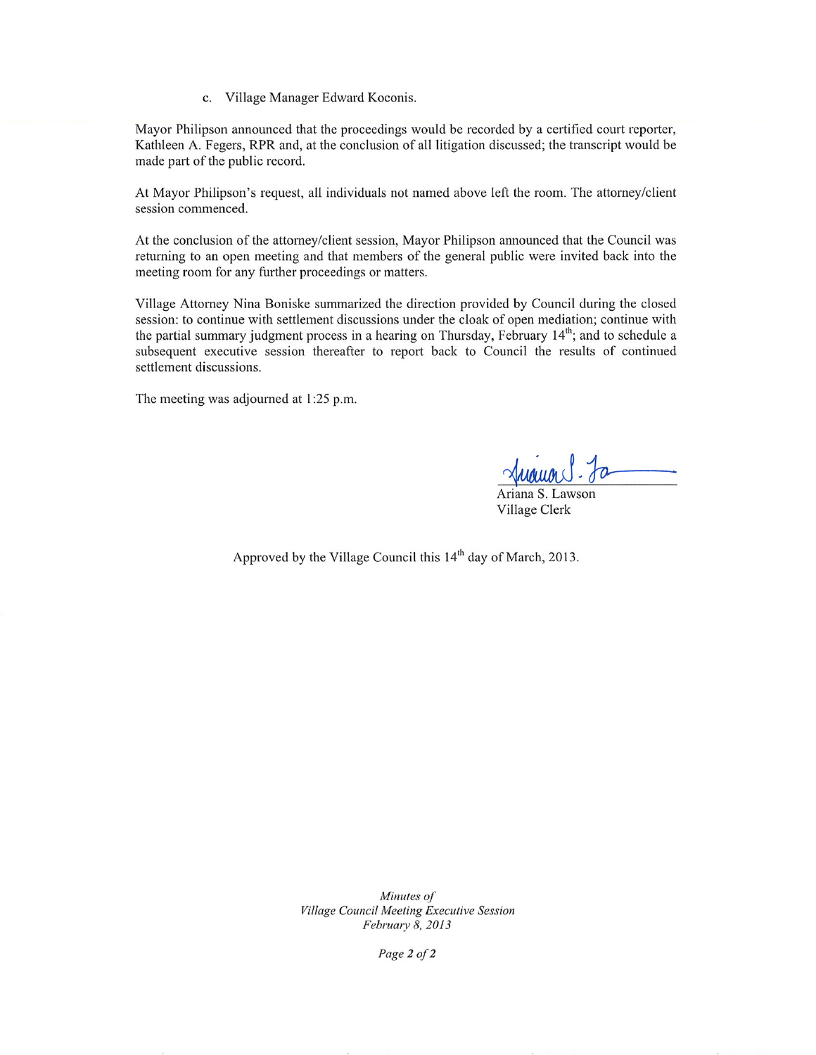c. Village Manager Edward Koconis.

Mayor Philipson announced that the proceedings would be recorded by a certified court reporter, Kathleen A. Fegers, RPR and, at the conclusion of all litigation discussed; the transcript would be made part of the public record.

At Mayor Philipson's request, all individuals not named above left the room. The attorney/client session commenced.

At the conclusion of the attorney/client session, Mayor Philipson announced that the Council was returning to an open meeting and that members of the general public were invited back into the meeting room for any further proceedings or matters.

Village Attorney Nina Boniske summarized the direction provided by Council during the closed session: to continue with settlement discussions under the cloak of open mediation; continue with the partial summary judgment process in a hearing on Thursday, February 14th; and to schedule a subsequent executive session thereafter to report back to Council the results of continued settlement discussions.

The meeting was adjourned at 1:25 p.m.

Ariana S. Lawson
Village Clerk

Approved by the Village Council this 14th day of March, 2013.

*Minutes of*
*Village Council Meeting Executive Session*
*February 8, 2013*